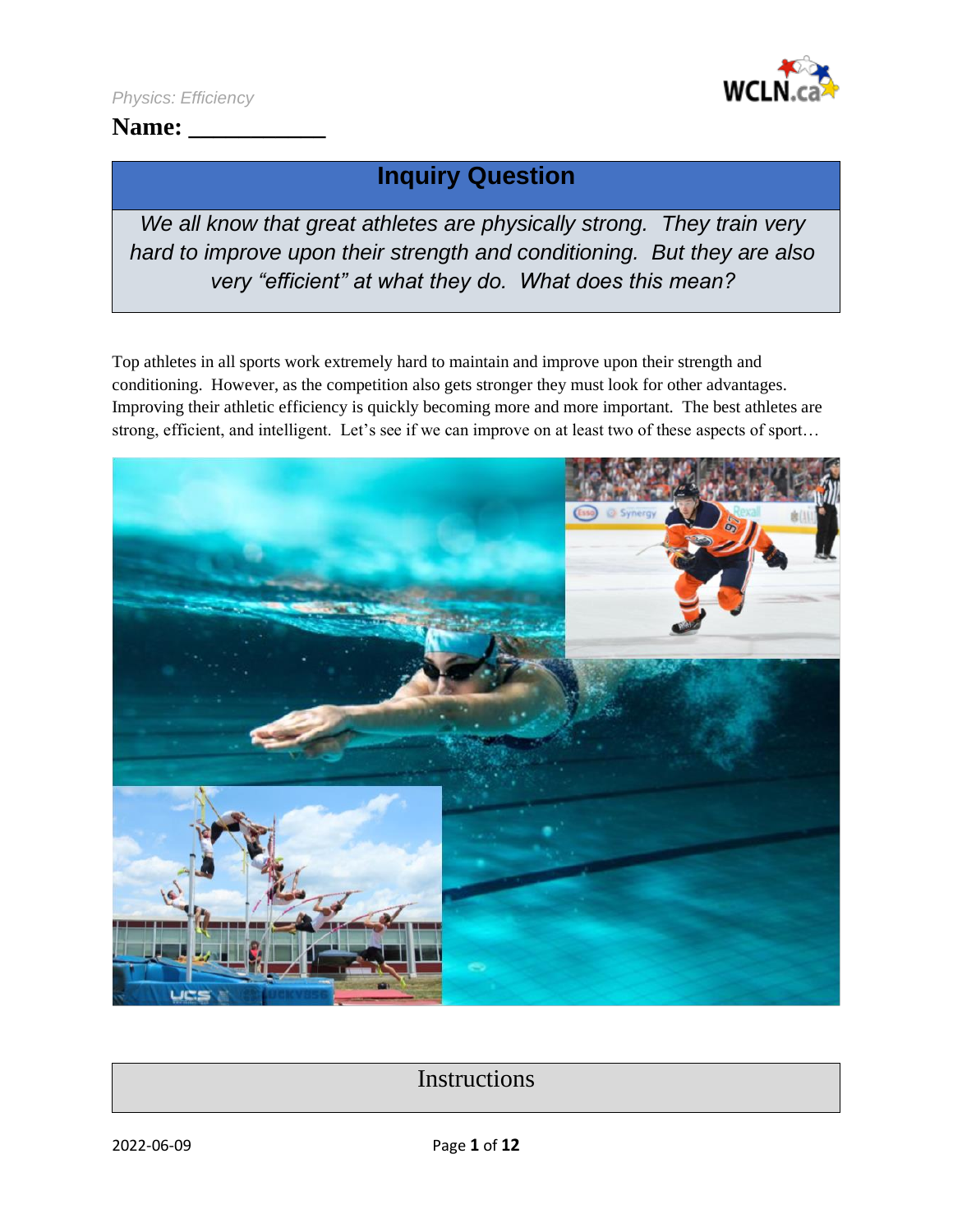Physics: Efficiency

**Name: \_\_\_\_\_\_\_\_\_\_\_**

## Inquiry Question

*We all know that great athletes are physically strong. They train very hard to improve upon their strength and conditioning. But they are also very "efficient" at what they do. What does this mean?*

Top athletes in all sports work extremely hard to maintain and improve upon their strength and conditioning. However, as the competition also gets stronger they must look for other advantages. Improving their athletic efficiency is quickly becoming more and more important. The best athletes are strong, efficient, and intelligent. Let's see if we can improve on at least two of these aspects of sport…

## Instructions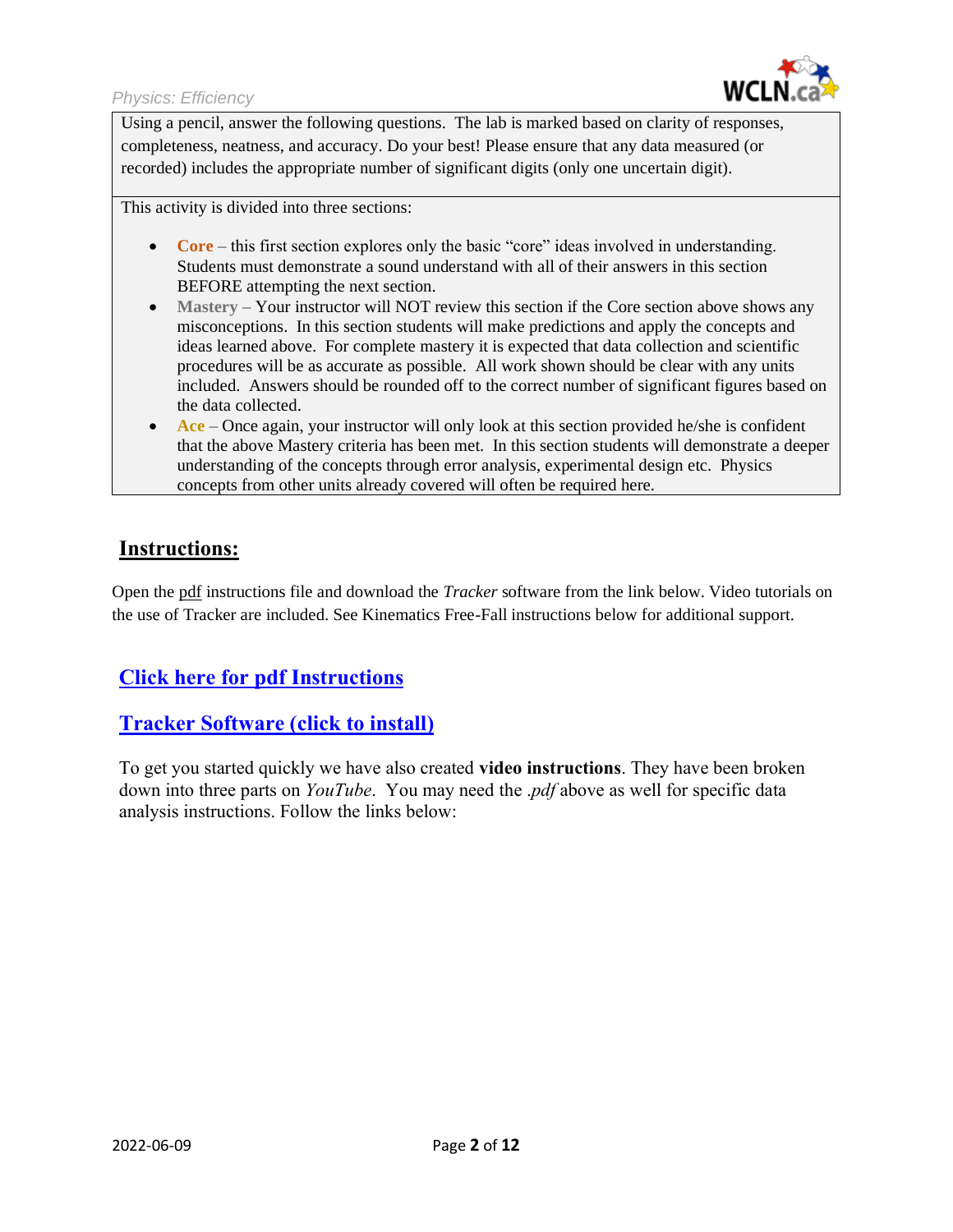Using a pencil, answer the following questions. The lab is marked based on clarity of responses, completeness, neatness, and accuracy. Do your best! Please ensure that any data measured (or recorded) includes the appropriate number of significant digits (only one uncertain digit).

This activity is divided into three sections:

- **Core** – this first section explores only the basic "core" ideas involved in understanding. Students must demonstrate a sound understand with all of their answers in this section BEFORE attempting the next section.
- **Mastery** – Your instructor will NOT review this section if the Core section above shows any misconceptions. In this section students will make predictions and apply the concepts and ideas learned above. For complete mastery it is expected that data collection and scientific procedures will be as accurate as possible. All work shown should be clear with any units included. Answers should be rounded off to the correct number of significant figures based on the data collected.
- **Ace** – Once again, your instructor will only look at this section provided he/she is confident that the above Mastery criteria has been met. In this section students will demonstrate a deeper understanding of the concepts through error analysis, experimental design etc. Physics concepts from other units already covered will often be required here.

## Instructions:

Open the pdf instructions file and download the *Tracker* software from the link below. Video tutorials on the use of Tracker are included. See Kinematics Free-Fall instructions below for additional support.

### Click here for pdf Instructions

### Tracker Software (click to install)

To get you started quickly we have also created **video instructions**. They have been broken down into three parts on *YouTube*. You may need the *.pdf* above as well for specific data analysis instructions. Follow the links below: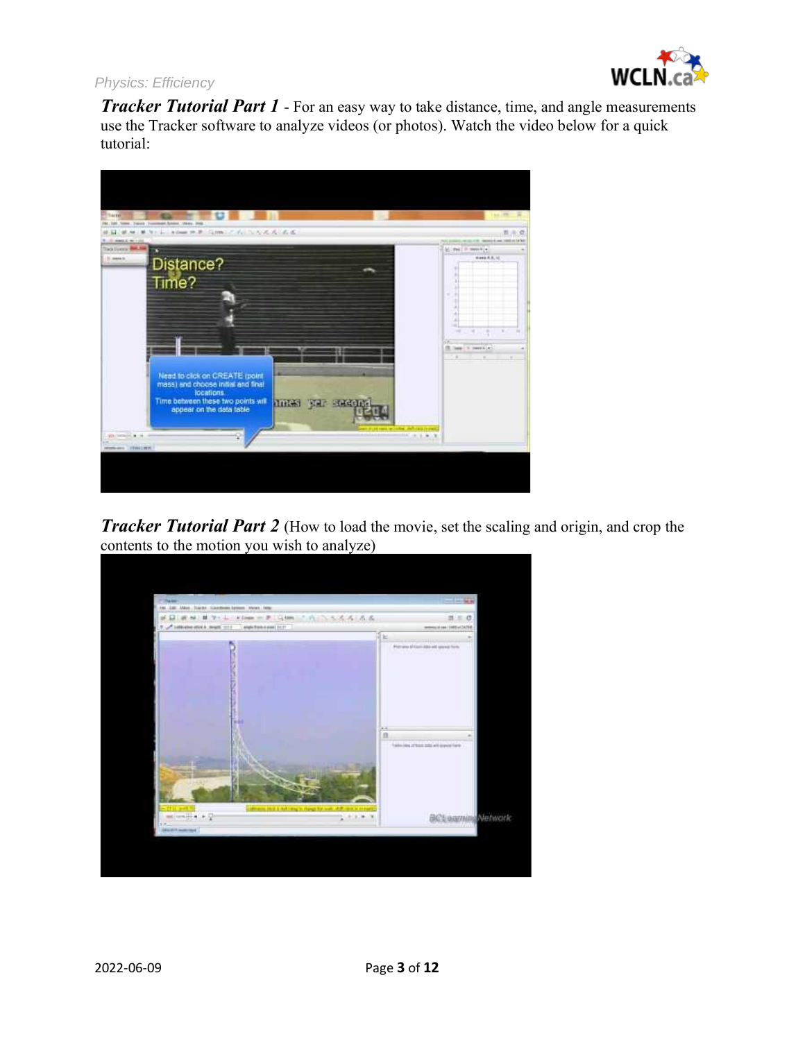***Tracker Tutorial Part 1*** - For an easy way to take distance, time, and angle measurements use the Tracker software to analyze videos (or photos). Watch the video below for a quick tutorial:

***Tracker Tutorial Part 2*** (How to load the movie, set the scaling and origin, and crop the contents to the motion you wish to analyze)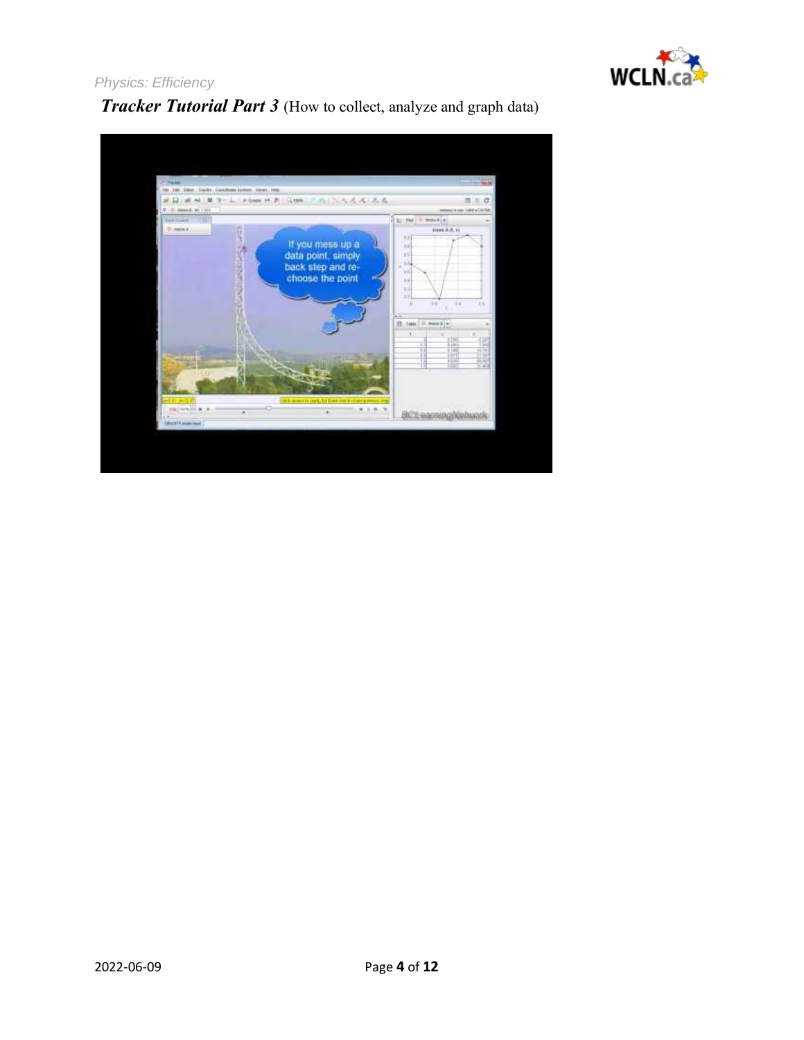***Tracker Tutorial Part 3*** (How to collect, analyze and graph data)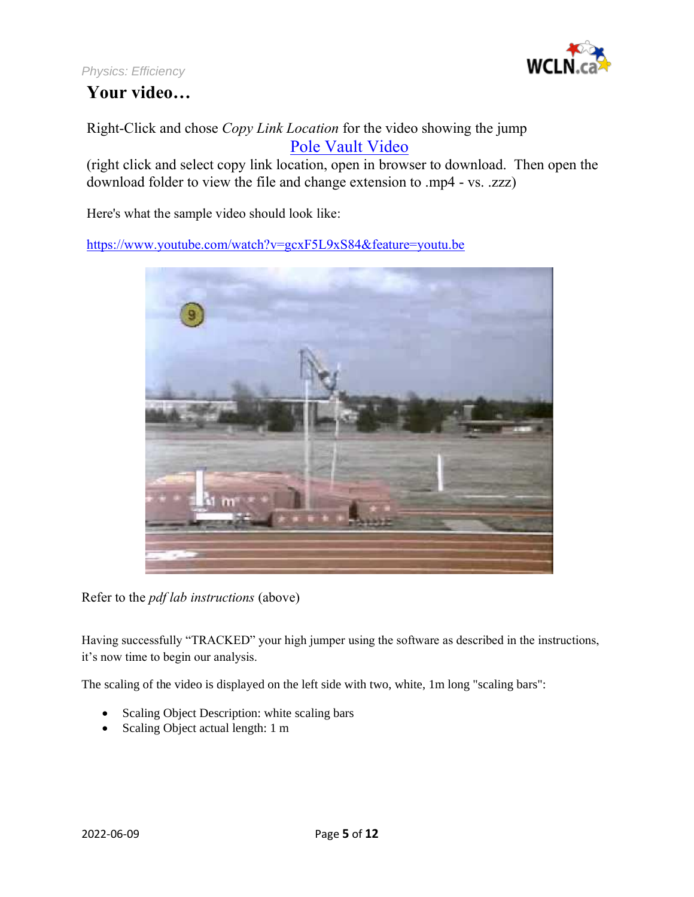## Your video…

Right-Click and chose *Copy Link Location* for the video showing the jump

Pole Vault Video

(right click and select copy link location, open in browser to download. Then open the download folder to view the file and change extension to .mp4 - vs. .zzz)

Here's what the sample video should look like:

https://www.youtube.com/watch?v=gcxF5L9xS84&feature=youtu.be

Refer to the *pdf lab instructions* (above)

Having successfully "TRACKED" your high jumper using the software as described in the instructions, it's now time to begin our analysis.

The scaling of the video is displayed on the left side with two, white, 1m long "scaling bars":

- Scaling Object Description: white scaling bars
- Scaling Object actual length: 1 m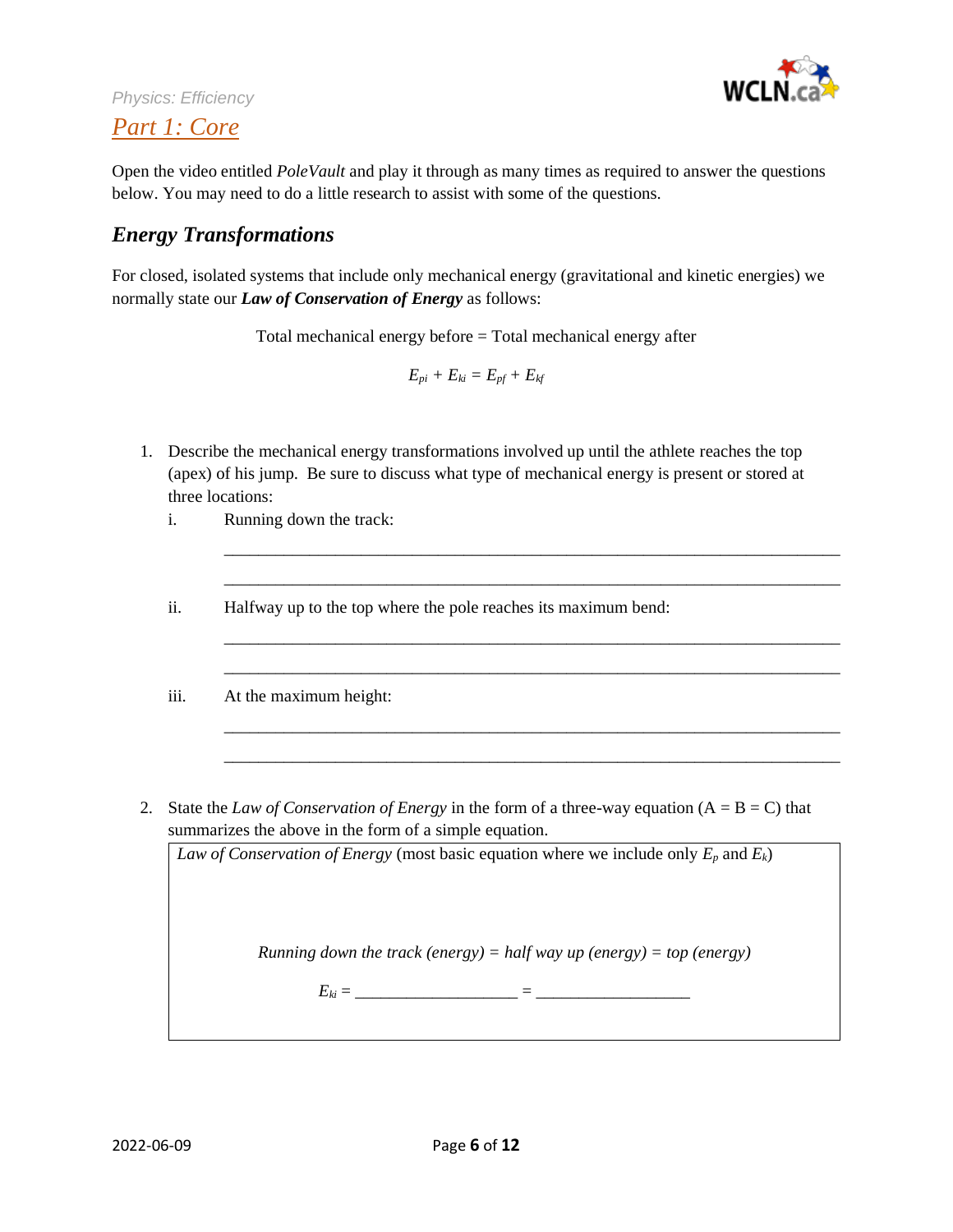Physics: Efficiency

## Part 1: Core

Open the video entitled *PoleVault* and play it through as many times as required to answer the questions below. You may need to do a little research to assist with some of the questions.

### *Energy Transformations*

For closed, isolated systems that include only mechanical energy (gravitational and kinetic energies) we normally state our ***Law of Conservation of Energy*** as follows:

Total mechanical energy before = Total mechanical energy after

$$E_{pi} + E_{ki} = E_{pf} + E_{kf}$$

1. Describe the mechanical energy transformations involved up until the athlete reaches the top (apex) of his jump. Be sure to discuss what type of mechanical energy is present or stored at three locations:

   i. Running down the track:

   ______________________________________________________________________

   ______________________________________________________________________

   ii. Halfway up to the top where the pole reaches its maximum bend:

   ______________________________________________________________________

   ______________________________________________________________________

   iii. At the maximum height:

   ______________________________________________________________________

   ______________________________________________________________________

2. State the *Law of Conservation of Energy* in the form of a three-way equation (A = B = C) that summarizes the above in the form of a simple equation.

   *Law of Conservation of Energy* (most basic equation where we include only $E_p$ and $E_k$)

   *Running down the track (energy) = half way up (energy) = top (energy)*

   $E_{ki}$ = ____________________ = ___________________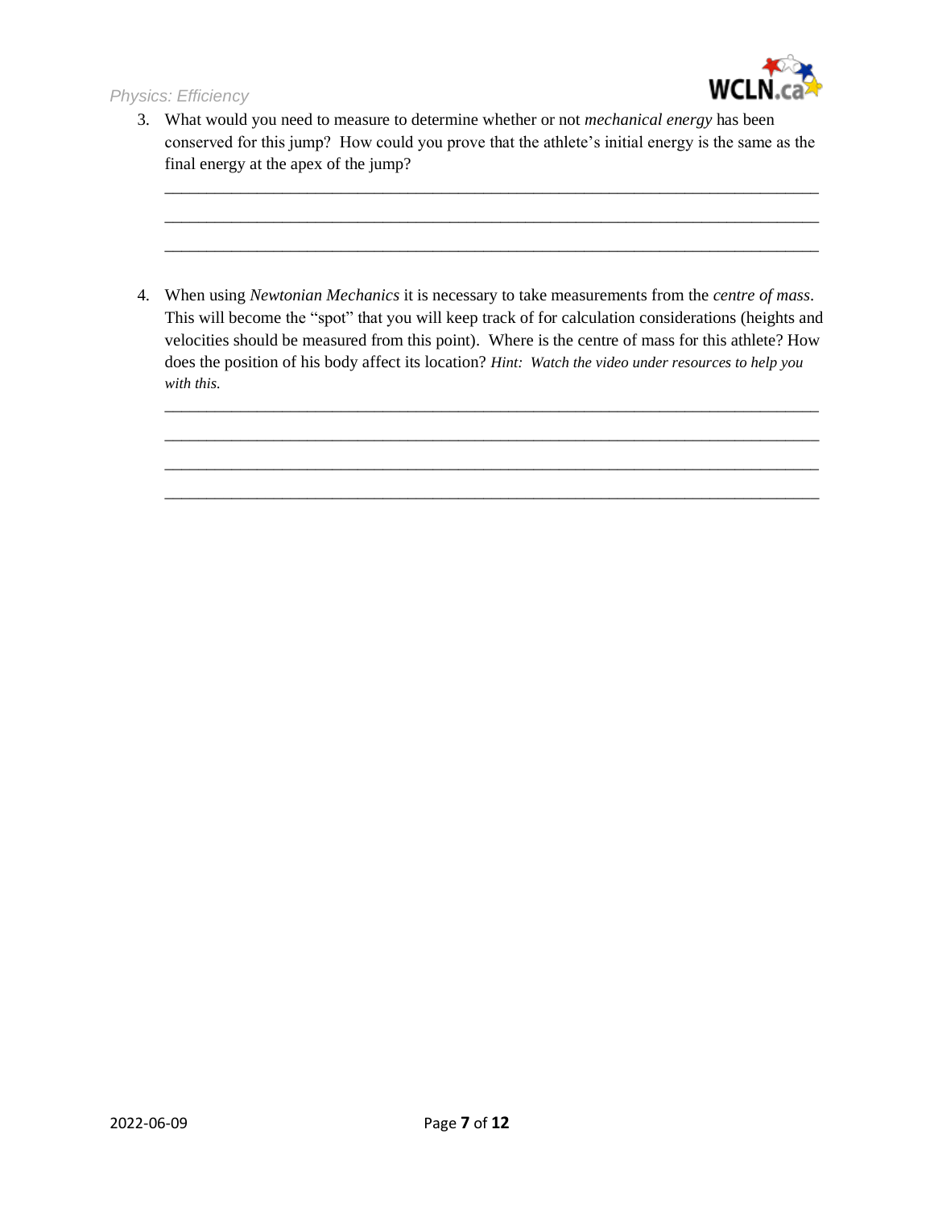3. What would you need to measure to determine whether or not *mechanical energy* has been conserved for this jump? How could you prove that the athlete's initial energy is the same as the final energy at the apex of the jump?

   ______________________________________________________________________________

   ______________________________________________________________________________

   ______________________________________________________________________________

4. When using *Newtonian Mechanics* it is necessary to take measurements from the *centre of mass*. This will become the "spot" that you will keep track of for calculation considerations (heights and velocities should be measured from this point). Where is the centre of mass for this athlete? How does the position of his body affect its location? *Hint: Watch the video under resources to help you with this.*

   ______________________________________________________________________________

   ______________________________________________________________________________

   ______________________________________________________________________________

   ______________________________________________________________________________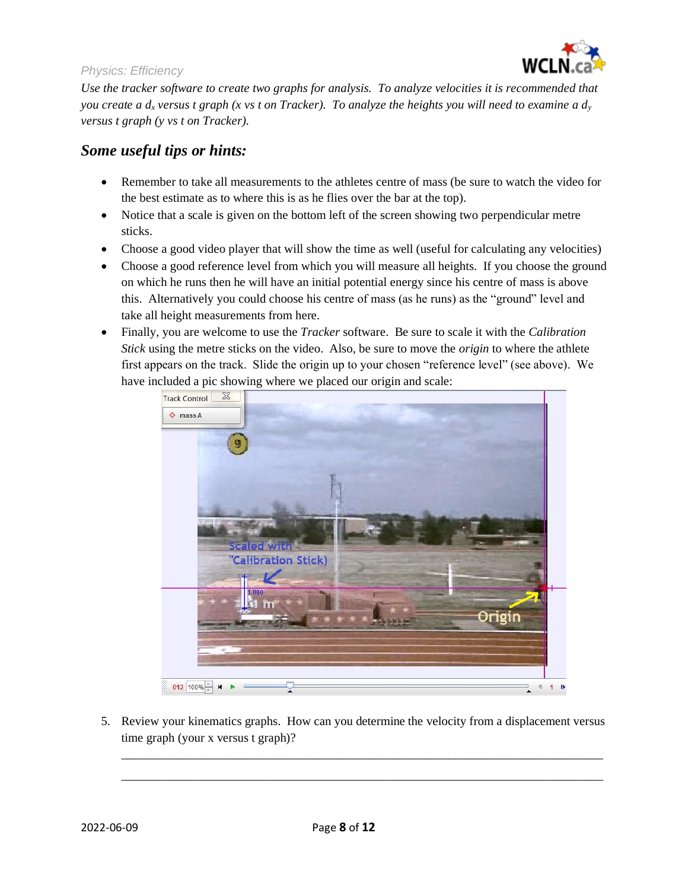*Use the tracker software to create two graphs for analysis. To analyze velocities it is recommended that you create a $d_x$ versus t graph (x vs t on Tracker). To analyze the heights you will need to examine a $d_y$ versus t graph (y vs t on Tracker).*

## *Some useful tips or hints:*

- Remember to take all measurements to the athletes centre of mass (be sure to watch the video for the best estimate as to where this is as he flies over the bar at the top).
- Notice that a scale is given on the bottom left of the screen showing two perpendicular metre sticks.
- Choose a good video player that will show the time as well (useful for calculating any velocities)
- Choose a good reference level from which you will measure all heights. If you choose the ground on which he runs then he will have an initial potential energy since his centre of mass is above this. Alternatively you could choose his centre of mass (as he runs) as the "ground" level and take all height measurements from here.
- Finally, you are welcome to use the *Tracker* software. Be sure to scale it with the *Calibration Stick* using the metre sticks on the video. Also, be sure to move the *origin* to where the athlete first appears on the track. Slide the origin up to your chosen "reference level" (see above). We have included a pic showing where we placed our origin and scale:

5. Review your kinematics graphs. How can you determine the velocity from a displacement versus time graph (your x versus t graph)?

\_\_\_\_\_\_\_\_\_\_\_\_\_\_\_\_\_\_\_\_\_\_\_\_\_\_\_\_\_\_\_\_\_\_\_\_\_\_\_\_\_\_\_\_\_\_\_\_\_\_\_\_\_\_\_\_\_\_\_\_\_\_\_\_\_\_\_\_\_\_\_\_

\_\_\_\_\_\_\_\_\_\_\_\_\_\_\_\_\_\_\_\_\_\_\_\_\_\_\_\_\_\_\_\_\_\_\_\_\_\_\_\_\_\_\_\_\_\_\_\_\_\_\_\_\_\_\_\_\_\_\_\_\_\_\_\_\_\_\_\_\_\_\_\_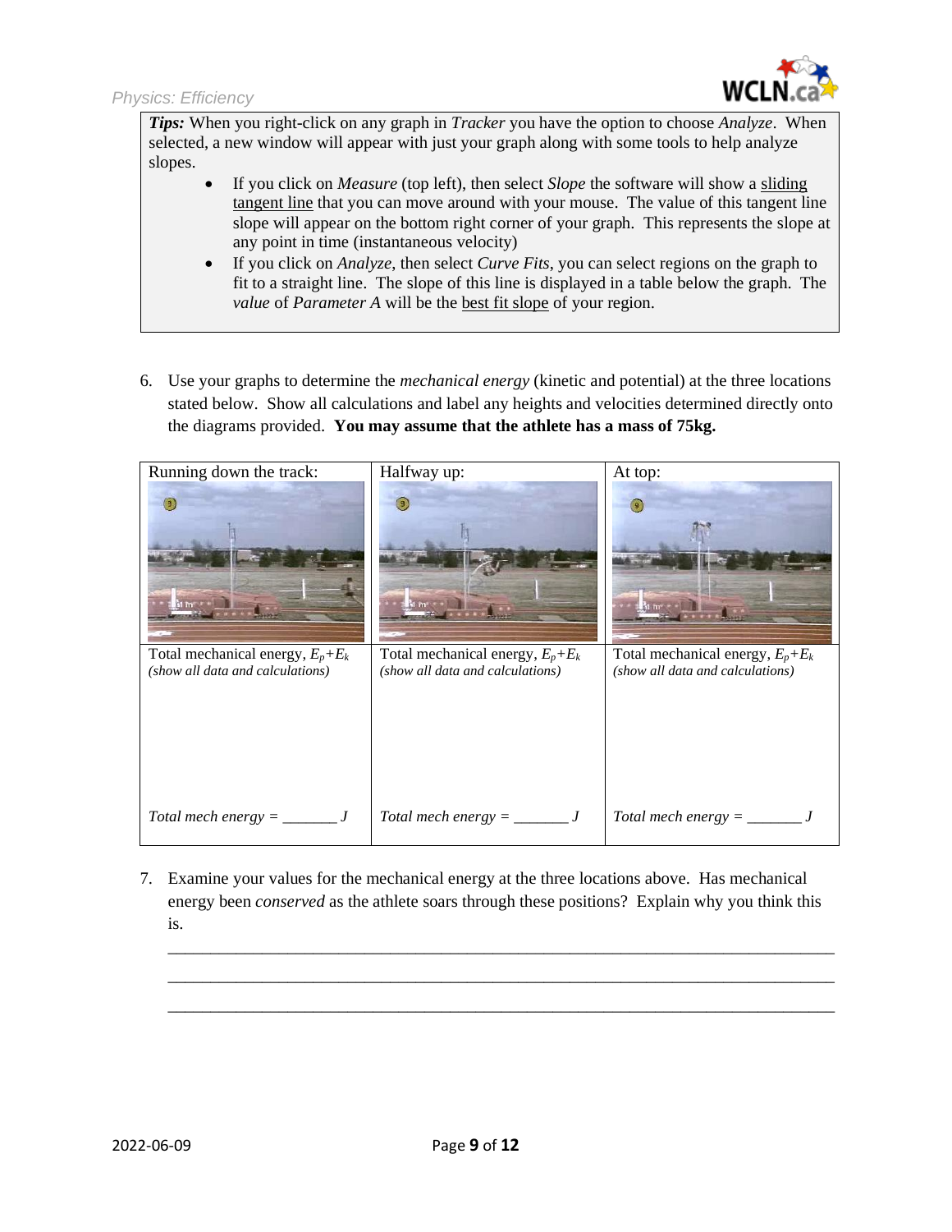***Tips:*** When you right-click on any graph in *Tracker* you have the option to choose *Analyze*. When selected, a new window will appear with just your graph along with some tools to help analyze slopes.

- If you click on *Measure* (top left), then select *Slope* the software will show a sliding tangent line that you can move around with your mouse. The value of this tangent line slope will appear on the bottom right corner of your graph. This represents the slope at any point in time (instantaneous velocity)
- If you click on *Analyze*, then select *Curve Fits*, you can select regions on the graph to fit to a straight line. The slope of this line is displayed in a table below the graph. The *value* of *Parameter A* will be the best fit slope of your region.

6. Use your graphs to determine the *mechanical energy* (kinetic and potential) at the three locations stated below. Show all calculations and label any heights and velocities determined directly onto the diagrams provided. **You may assume that the athlete has a mass of 75kg.**

| Running down the track: | Halfway up: | At top: |
|---|---|---|
| | | |
| Total mechanical energy, $E_p+E_k$ *(show all data and calculations)* | Total mechanical energy, $E_p+E_k$ *(show all data and calculations)* | Total mechanical energy, $E_p+E_k$ *(show all data and calculations)* |
| *Total mech energy = _______ J* | *Total mech energy = _______ J* | *Total mech energy = _______ J* |

7. Examine your values for the mechanical energy at the three locations above. Has mechanical energy been *conserved* as the athlete soars through these positions? Explain why you think this is.

_______________________________________________________________________________

_______________________________________________________________________________

_______________________________________________________________________________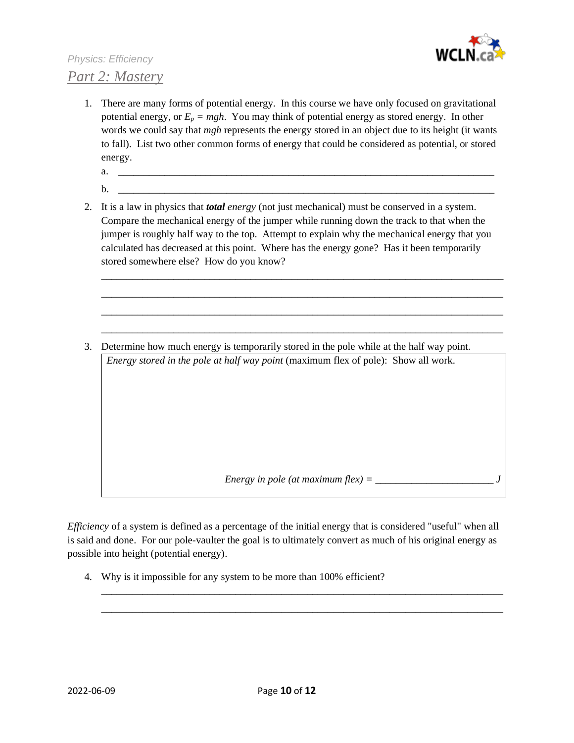Physics: Efficiency

## Part 2: Mastery

1. There are many forms of potential energy. In this course we have only focused on gravitational potential energy, or $E_p = mgh$. You may think of potential energy as stored energy. In other words we could say that $mgh$ represents the energy stored in an object due to its height (it wants to fall). List two other common forms of energy that could be considered as potential, or stored energy.
   a. ______________________________________________________________________________
   b. ______________________________________________________________________________

2. It is a law in physics that ***total** energy* (not just mechanical) must be conserved in a system. Compare the mechanical energy of the jumper while running down the track to that when the jumper is roughly half way to the top. Attempt to explain why the mechanical energy that you calculated has decreased at this point. Where has the energy gone? Has it been temporarily stored somewhere else? How do you know?

   ______________________________________________________________________________

   ______________________________________________________________________________

   ______________________________________________________________________________

   ______________________________________________________________________________

3. Determine how much energy is temporarily stored in the pole while at the half way point.

   *Energy stored in the pole at half way point* (maximum flex of pole): Show all work.

   *Energy in pole (at maximum flex) =* ______________________ *J*

*Efficiency* of a system is defined as a percentage of the initial energy that is considered "useful" when all is said and done. For our pole-vaulter the goal is to ultimately convert as much of his original energy as possible into height (potential energy).

4. Why is it impossible for any system to be more than 100% efficient?

   ______________________________________________________________________________

   ______________________________________________________________________________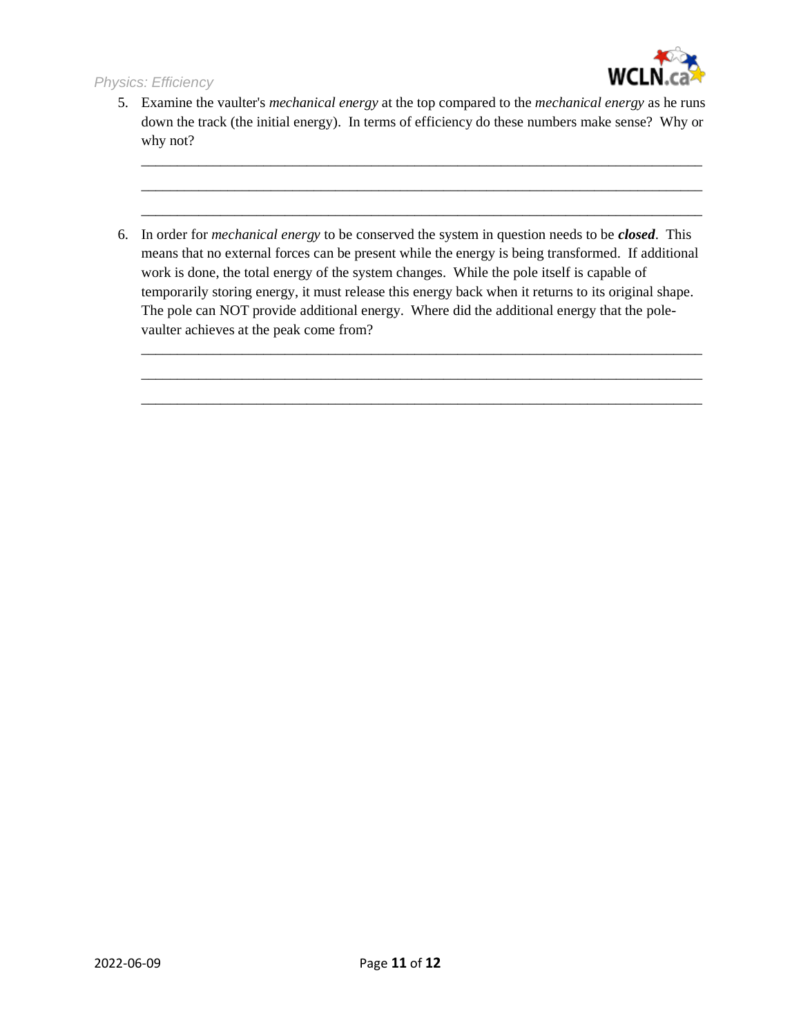5. Examine the vaulter's *mechanical energy* at the top compared to the *mechanical energy* as he runs down the track (the initial energy). In terms of efficiency do these numbers make sense? Why or why not?

_______________________________________________________________________________

_______________________________________________________________________________

_______________________________________________________________________________

6. In order for *mechanical energy* to be conserved the system in question needs to be ***closed***. This means that no external forces can be present while the energy is being transformed. If additional work is done, the total energy of the system changes. While the pole itself is capable of temporarily storing energy, it must release this energy back when it returns to its original shape. The pole can NOT provide additional energy. Where did the additional energy that the pole-vaulter achieves at the peak come from?

_______________________________________________________________________________

_______________________________________________________________________________

_______________________________________________________________________________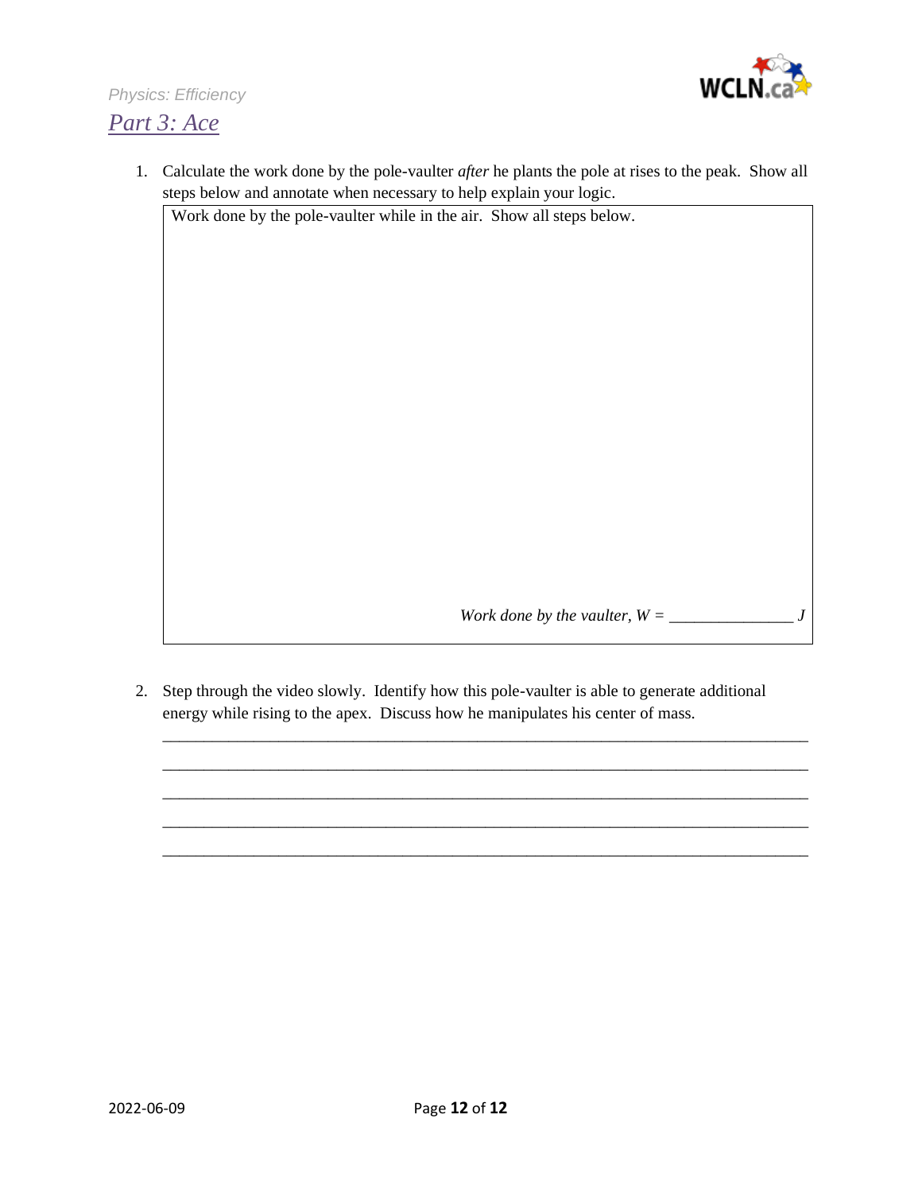## Part 3: Ace

1. Calculate the work done by the pole-vaulter *after* he plants the pole at rises to the peak. Show all steps below and annotate when necessary to help explain your logic.

| Work done by the pole-vaulter while in the air. Show all steps below. |
| --- |
| *Work done by the vaulter, W =* _______________ *J* |

2. Step through the video slowly. Identify how this pole-vaulter is able to generate additional energy while rising to the apex. Discuss how he manipulates his center of mass.

_____________________________________________________________________________

_____________________________________________________________________________

_____________________________________________________________________________

_____________________________________________________________________________

_____________________________________________________________________________